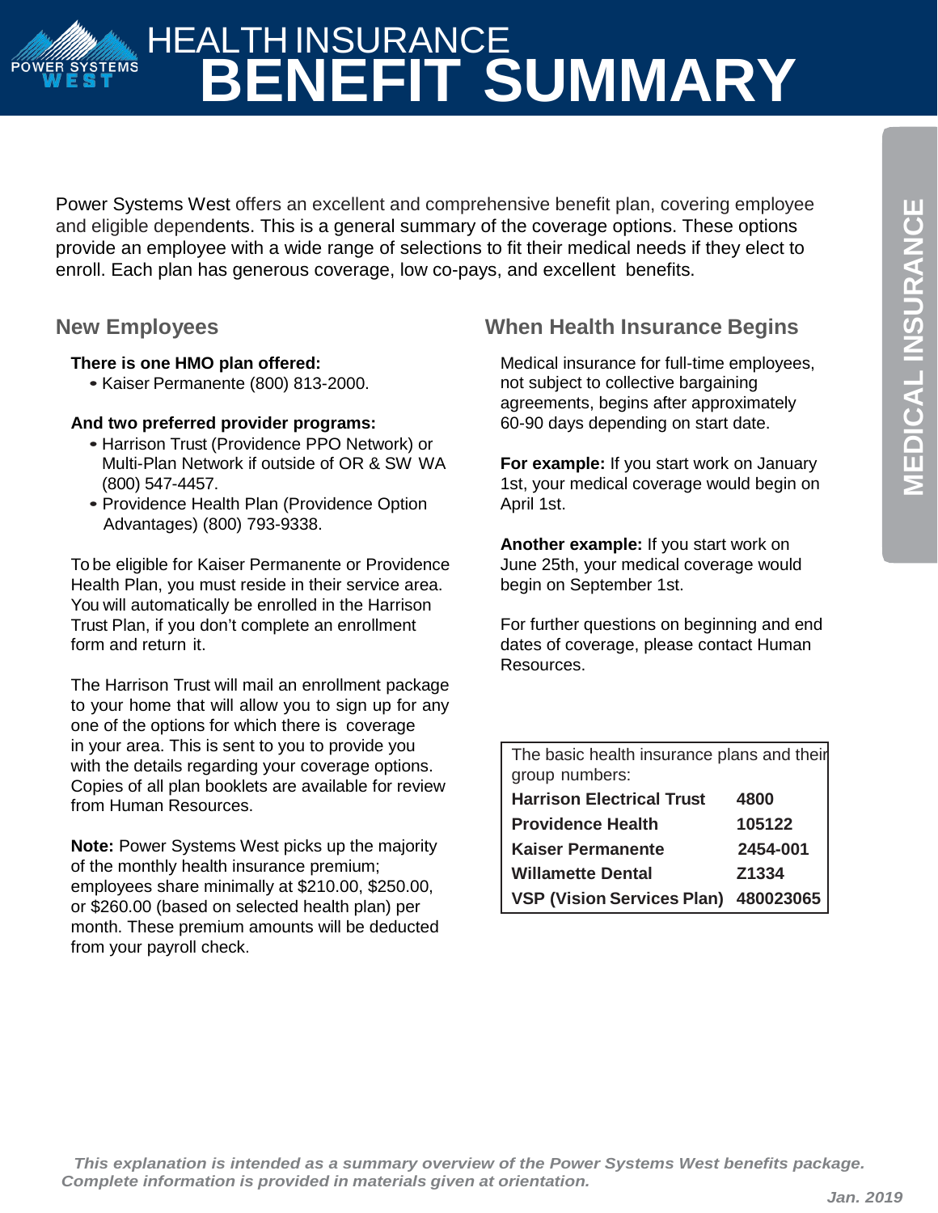# HEALTH INSURANCE BENEFIT SUMMARY

MEDICAL INSURANCE

Power Systems West offers an excellent and comprehensive benefit plan, covering employee and eligible dependents. This is a general summary of the coverage options. These options provide an employee with a wide range of selections to fit their medical needs if they elect to enroll. Each plan has generous coverage, low co-pays, and excellent benefits.

## New Employees

**There is one HMO plan offered:**

- Kaiser Permanente (800) 813-2000.

**And two preferred provider programs:**

- Harrison Trust (Providence PPO Network) or Multi-Plan Network if outside of OR & SW WA (800) 547-4457.
- Providence Health Plan (Providence Option Advantages) (800) 793-9338.

To be eligible for Kaiser Permanente or Providence Health Plan, you must reside in their service area. You will automatically be enrolled in the Harrison Trust Plan, if you don't complete an enrollment form and return it.

The Harrison Trust will mail an enrollment package to your home that will allow you to sign up for any one of the options for which there is coverage in your area. This is sent to you to provide you with the details regarding your coverage options. Copies of all plan booklets are available for review from Human Resources.

**Note:** Power Systems West picks up the majority of the monthly health insurance premium; employees share minimally at $210.00, $250.00, or $260.00 (based on selected health plan) per month. These premium amounts will be deducted from your payroll check.

## When Health Insurance Begins

Medical insurance for full-time employees, not subject to collective bargaining agreements, begins after approximately 60-90 days depending on start date.

**For example:** If you start work on January 1st, your medical coverage would begin on April 1st.

**Another example:** If you start work on June 25th, your medical coverage would begin on September 1st.

For further questions on beginning and end dates of coverage, please contact Human Resources.

The basic health insurance plans and their group numbers:

| Plan | Group Number |
|---|---|
| **Harrison Electrical Trust** | **4800** |
| **Providence Health** | **105122** |
| **Kaiser Permanente** | **2454-001** |
| **Willamette Dental** | **Z1334** |
| **VSP (Vision Services Plan)** | **480023065** |

*This explanation is intended as a summary overview of the Power Systems West benefits package. Complete information is provided in materials given at orientation.*

*Jan. 2019*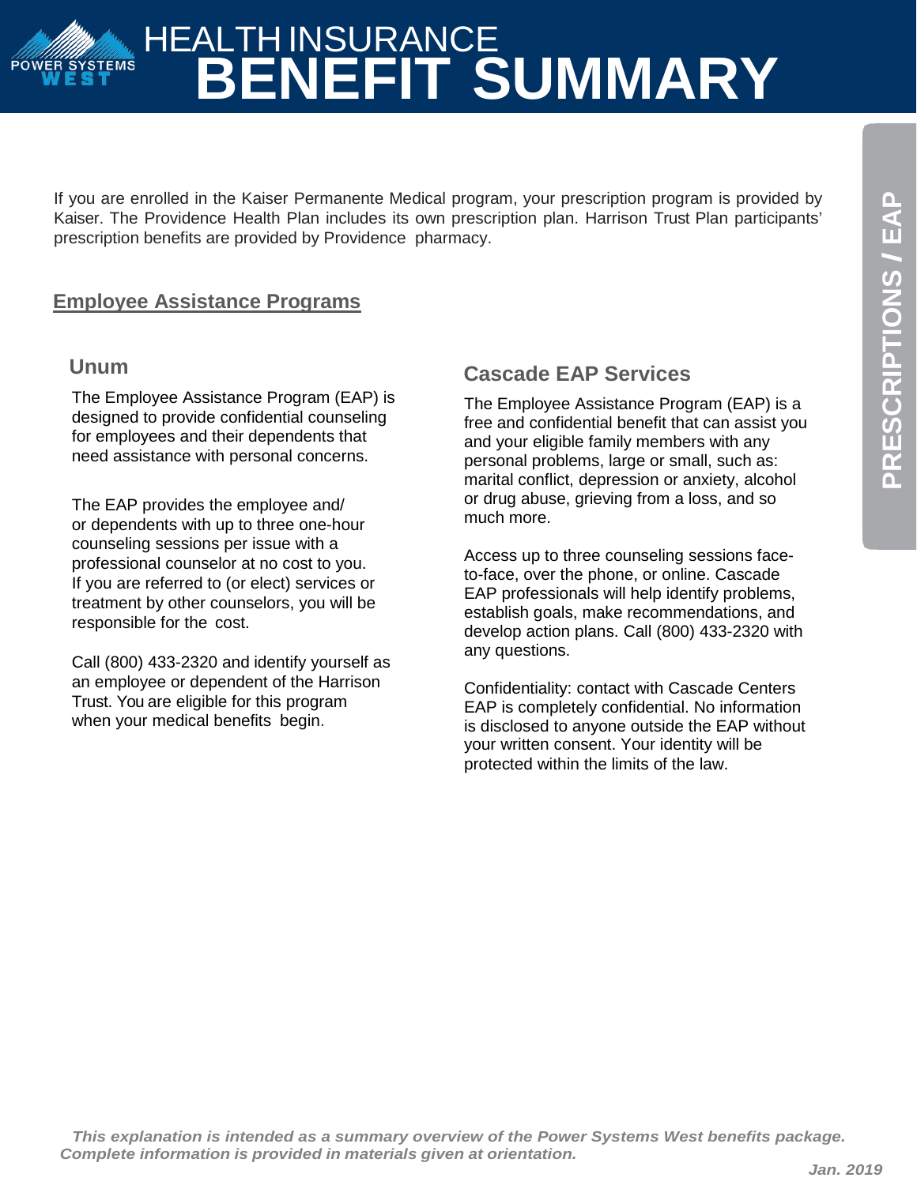# HEALTH INSURANCE BENEFIT SUMMARY

PRESCRIPTIONS / EAP

If you are enrolled in the Kaiser Permanente Medical program, your prescription program is provided by Kaiser. The Providence Health Plan includes its own prescription plan. Harrison Trust Plan participants' prescription benefits are provided by Providence pharmacy.

## Employee Assistance Programs

### Unum

The Employee Assistance Program (EAP) is designed to provide confidential counseling for employees and their dependents that need assistance with personal concerns.

The EAP provides the employee and/or dependents with up to three one-hour counseling sessions per issue with a professional counselor at no cost to you. If you are referred to (or elect) services or treatment by other counselors, you will be responsible for the cost.

Call (800) 433-2320 and identify yourself as an employee or dependent of the Harrison Trust. You are eligible for this program when your medical benefits begin.

### Cascade EAP Services

The Employee Assistance Program (EAP) is a free and confidential benefit that can assist you and your eligible family members with any personal problems, large or small, such as: marital conflict, depression or anxiety, alcohol or drug abuse, grieving from a loss, and so much more.

Access up to three counseling sessions face-to-face, over the phone, or online. Cascade EAP professionals will help identify problems, establish goals, make recommendations, and develop action plans. Call (800) 433-2320 with any questions.

Confidentiality: contact with Cascade Centers EAP is completely confidential. No information is disclosed to anyone outside the EAP without your written consent. Your identity will be protected within the limits of the law.

***This explanation is intended as a summary overview of the Power Systems West benefits package. Complete information is provided in materials given at orientation.***

***Jan. 2019***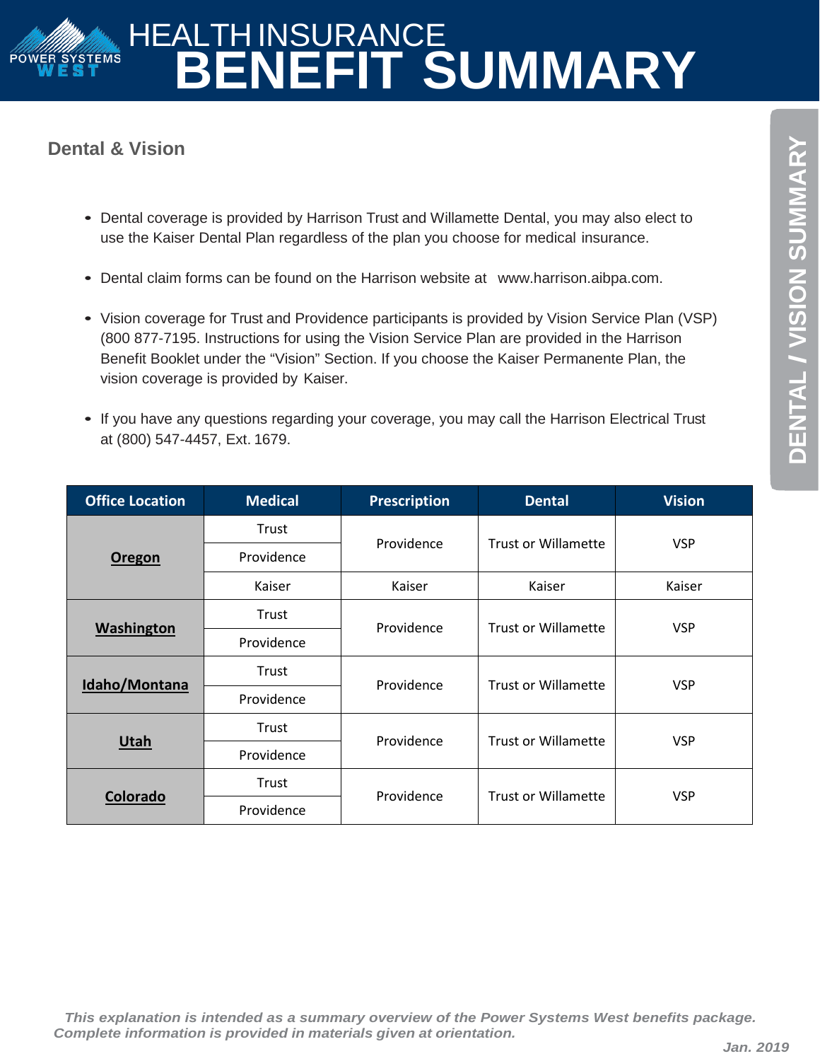# HEALTH INSURANCE BENEFIT SUMMARY

## Dental & Vision

- Dental coverage is provided by Harrison Trust and Willamette Dental, you may also elect to use the Kaiser Dental Plan regardless of the plan you choose for medical insurance.
- Dental claim forms can be found on the Harrison website at www.harrison.aibpa.com.
- Vision coverage for Trust and Providence participants is provided by Vision Service Plan (VSP) (800 877-7195. Instructions for using the Vision Service Plan are provided in the Harrison Benefit Booklet under the "Vision" Section. If you choose the Kaiser Permanente Plan, the vision coverage is provided by Kaiser.
- If you have any questions regarding your coverage, you may call the Harrison Electrical Trust at (800) 547-4457, Ext. 1679.

| Office Location | Medical | Prescription | Dental | Vision |
|---|---|---|---|---|
| **Oregon** | Trust | Providence | Trust or Willamette | VSP |
| | Providence | | | |
| | Kaiser | Kaiser | Kaiser | Kaiser |
| **Washington** | Trust | Providence | Trust or Willamette | VSP |
| | Providence | | | |
| **Idaho/Montana** | Trust | Providence | Trust or Willamette | VSP |
| | Providence | | | |
| **Utah** | Trust | Providence | Trust or Willamette | VSP |
| | Providence | | | |
| **Colorado** | Trust | Providence | Trust or Willamette | VSP |
| | Providence | | | |

*This explanation is intended as a summary overview of the Power Systems West benefits package. Complete information is provided in materials given at orientation.*

*Jan. 2019*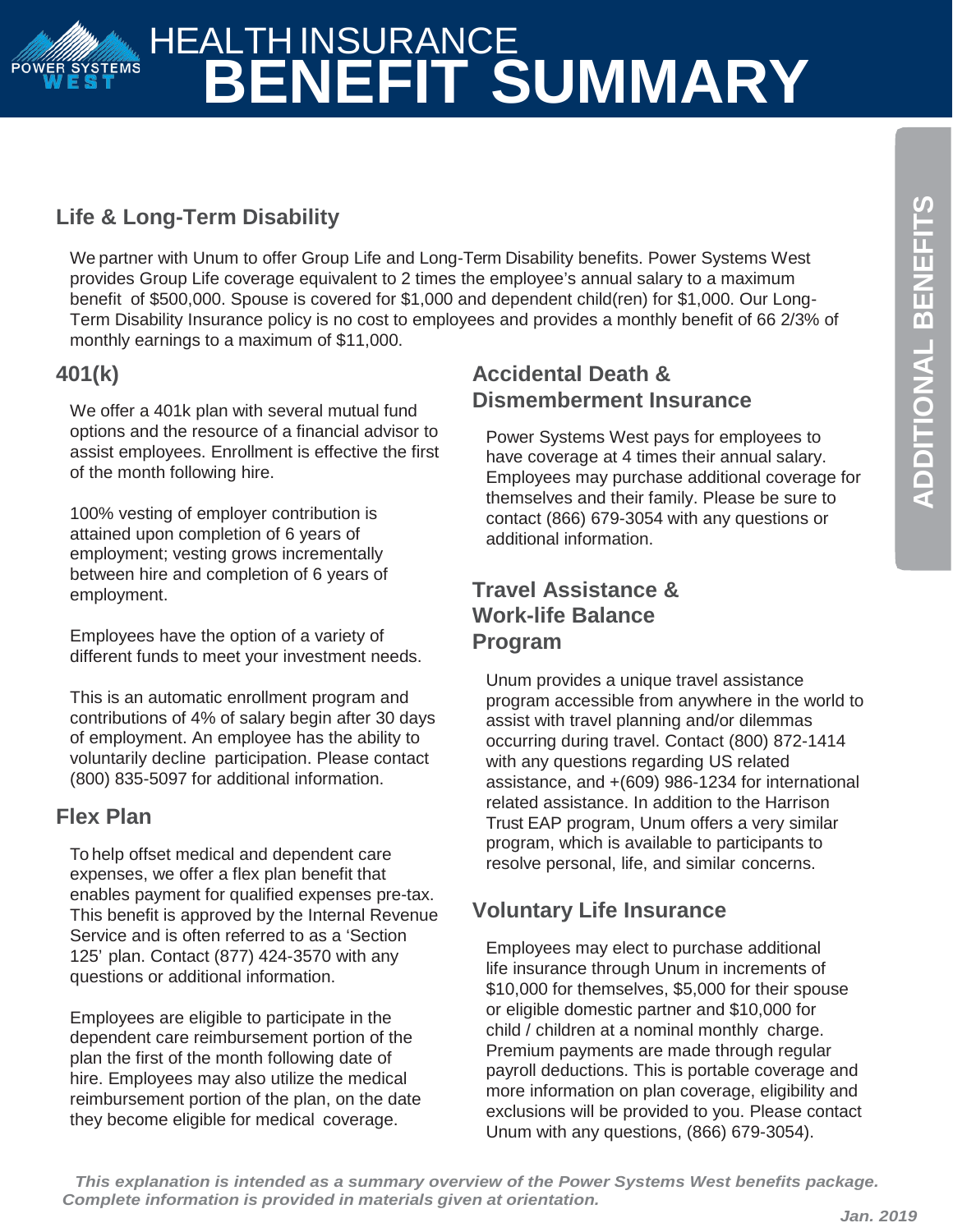# HEALTH INSURANCE BENEFIT SUMMARY

## ADDITIONAL BENEFITS

### Life & Long-Term Disability

We partner with Unum to offer Group Life and Long-Term Disability benefits. Power Systems West provides Group Life coverage equivalent to 2 times the employee's annual salary to a maximum benefit of $500,000. Spouse is covered for $1,000 and dependent child(ren) for $1,000. Our Long-Term Disability Insurance policy is no cost to employees and provides a monthly benefit of 66 2/3% of monthly earnings to a maximum of $11,000.

### 401(k)

We offer a 401k plan with several mutual fund options and the resource of a financial advisor to assist employees. Enrollment is effective the first of the month following hire.

100% vesting of employer contribution is attained upon completion of 6 years of employment; vesting grows incrementally between hire and completion of 6 years of employment.

Employees have the option of a variety of different funds to meet your investment needs.

This is an automatic enrollment program and contributions of 4% of salary begin after 30 days of employment. An employee has the ability to voluntarily decline participation. Please contact (800) 835-5097 for additional information.

### Flex Plan

To help offset medical and dependent care expenses, we offer a flex plan benefit that enables payment for qualified expenses pre-tax. This benefit is approved by the Internal Revenue Service and is often referred to as a 'Section 125' plan. Contact (877) 424-3570 with any questions or additional information.

Employees are eligible to participate in the dependent care reimbursement portion of the plan the first of the month following date of hire. Employees may also utilize the medical reimbursement portion of the plan, on the date they become eligible for medical coverage.

### Accidental Death & Dismemberment Insurance

Power Systems West pays for employees to have coverage at 4 times their annual salary. Employees may purchase additional coverage for themselves and their family. Please be sure to contact (866) 679-3054 with any questions or additional information.

### Travel Assistance & Work-life Balance Program

Unum provides a unique travel assistance program accessible from anywhere in the world to assist with travel planning and/or dilemmas occurring during travel. Contact (800) 872-1414 with any questions regarding US related assistance, and +(609) 986-1234 for international related assistance. In addition to the Harrison Trust EAP program, Unum offers a very similar program, which is available to participants to resolve personal, life, and similar concerns.

### Voluntary Life Insurance

Employees may elect to purchase additional life insurance through Unum in increments of $10,000 for themselves, $5,000 for their spouse or eligible domestic partner and $10,000 for child / children at a nominal monthly charge. Premium payments are made through regular payroll deductions. This is portable coverage and more information on plan coverage, eligibility and exclusions will be provided to you. Please contact Unum with any questions, (866) 679-3054).

***This explanation is intended as a summary overview of the Power Systems West benefits package. Complete information is provided in materials given at orientation.***

*Jan. 2019*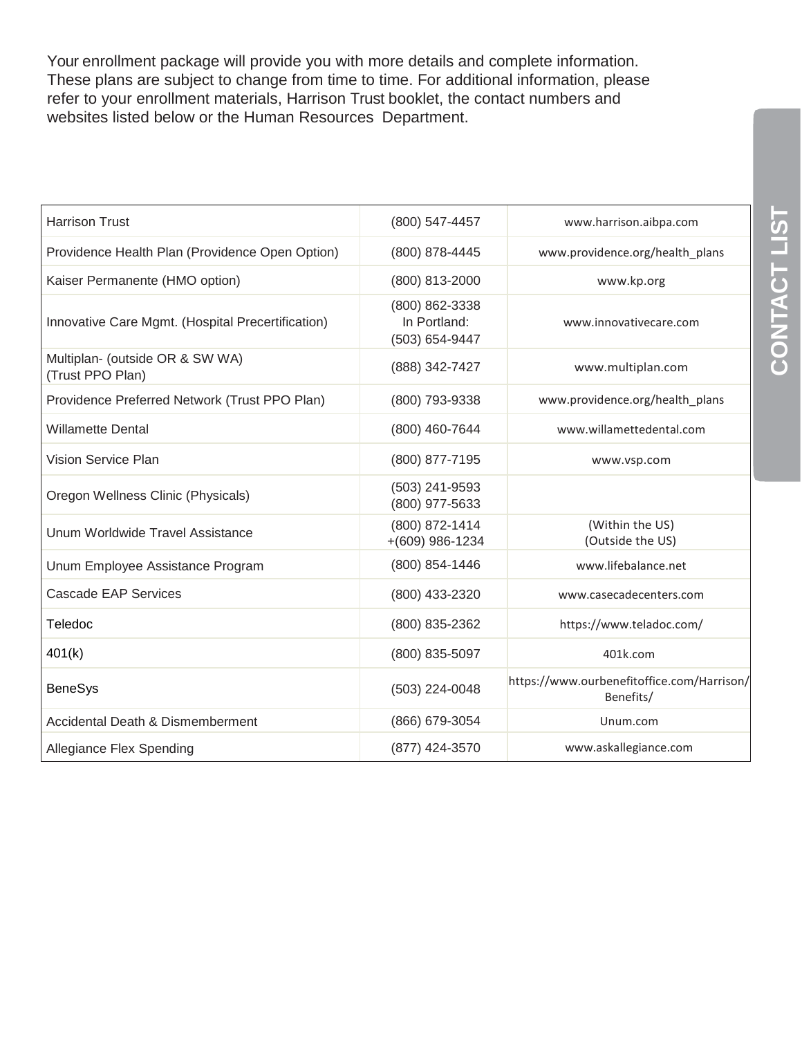Your enrollment package will provide you with more details and complete information. These plans are subject to change from time to time. For additional information, please refer to your enrollment materials, Harrison Trust booklet, the contact numbers and websites listed below or the Human Resources Department.

# CONTACT LIST

| | | |
|---|---|---|
| Harrison Trust | (800) 547-4457 | www.harrison.aibpa.com |
| Providence Health Plan (Providence Open Option) | (800) 878-4445 | www.providence.org/health_plans |
| Kaiser Permanente (HMO option) | (800) 813-2000 | www.kp.org |
| Innovative Care Mgmt. (Hospital Precertification) | (800) 862-3338<br>In Portland:<br>(503) 654-9447 | www.innovativecare.com |
| Multiplan- (outside OR & SW WA)<br>(Trust PPO Plan) | (888) 342-7427 | www.multiplan.com |
| Providence Preferred Network (Trust PPO Plan) | (800) 793-9338 | www.providence.org/health_plans |
| Willamette Dental | (800) 460-7644 | www.willamettedental.com |
| Vision Service Plan | (800) 877-7195 | www.vsp.com |
| Oregon Wellness Clinic (Physicals) | (503) 241-9593<br>(800) 977-5633 | |
| Unum Worldwide Travel Assistance | (800) 872-1414<br>+(609) 986-1234 | (Within the US)<br>(Outside the US) |
| Unum Employee Assistance Program | (800) 854-1446 | www.lifebalance.net |
| Cascade EAP Services | (800) 433-2320 | www.casecadecenters.com |
| Teledoc | (800) 835-2362 | https://www.teladoc.com/ |
| 401(k) | (800) 835-5097 | 401k.com |
| BeneSys | (503) 224-0048 | https://www.ourbenefitoffice.com/Harrison/Benefits/ |
| Accidental Death & Dismemberment | (866) 679-3054 | Unum.com |
| Allegiance Flex Spending | (877) 424-3570 | www.askallegiance.com |